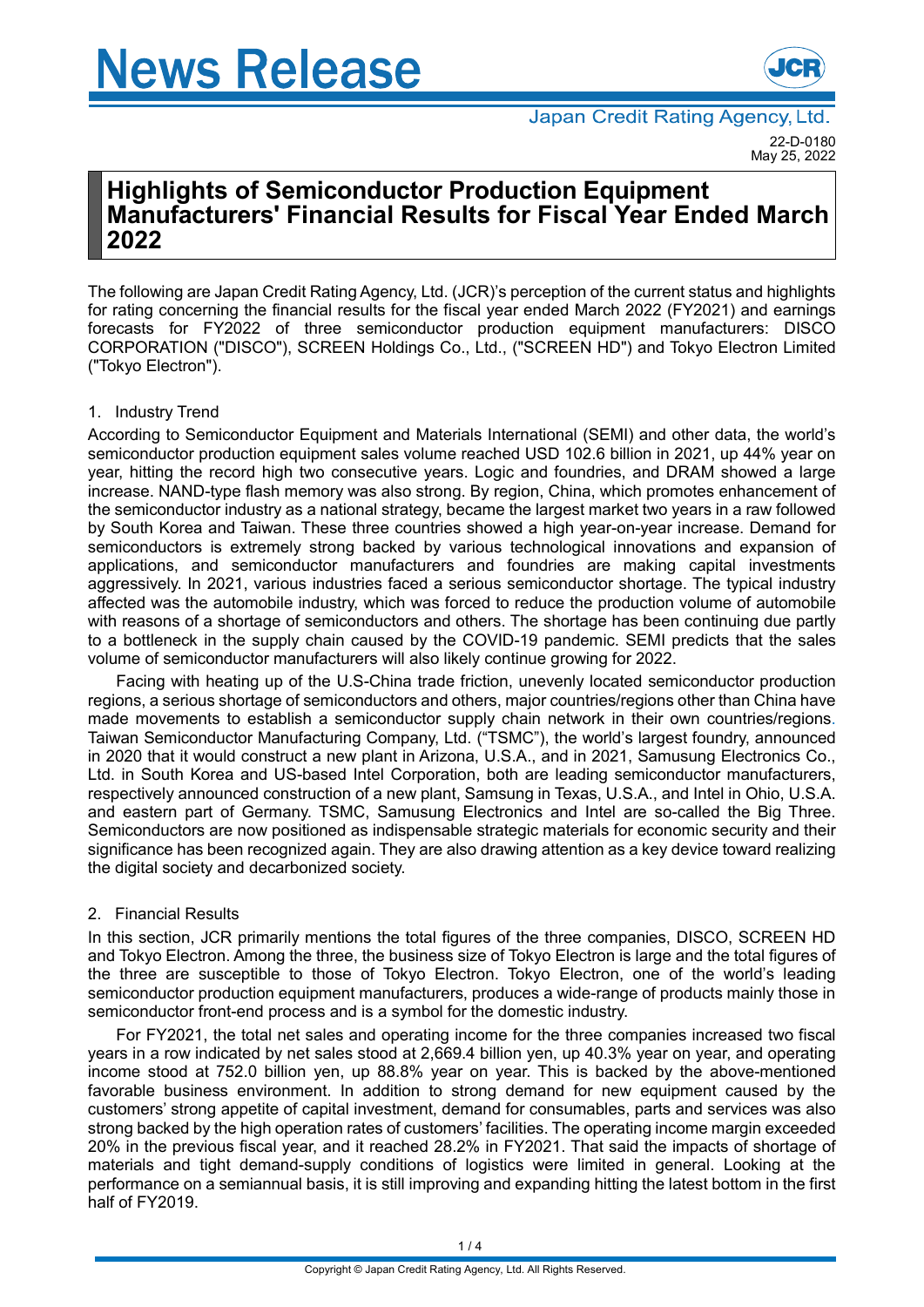# News Release

Japan Credit Rating Agency, Ltd.

22-D-0180
May 25, 2022

## Highlights of Semiconductor Production Equipment Manufacturers' Financial Results for Fiscal Year Ended March 2022

The following are Japan Credit Rating Agency, Ltd. (JCR)'s perception of the current status and highlights for rating concerning the financial results for the fiscal year ended March 2022 (FY2021) and earnings forecasts for FY2022 of three semiconductor production equipment manufacturers: DISCO CORPORATION ("DISCO"), SCREEN Holdings Co., Ltd., ("SCREEN HD") and Tokyo Electron Limited ("Tokyo Electron").

1. Industry Trend

According to Semiconductor Equipment and Materials International (SEMI) and other data, the world's semiconductor production equipment sales volume reached USD 102.6 billion in 2021, up 44% year on year, hitting the record high two consecutive years. Logic and foundries, and DRAM showed a large increase. NAND-type flash memory was also strong. By region, China, which promotes enhancement of the semiconductor industry as a national strategy, became the largest market two years in a raw followed by South Korea and Taiwan. These three countries showed a high year-on-year increase. Demand for semiconductors is extremely strong backed by various technological innovations and expansion of applications, and semiconductor manufacturers and foundries are making capital investments aggressively. In 2021, various industries faced a serious semiconductor shortage. The typical industry affected was the automobile industry, which was forced to reduce the production volume of automobile with reasons of a shortage of semiconductors and others. The shortage has been continuing due partly to a bottleneck in the supply chain caused by the COVID-19 pandemic. SEMI predicts that the sales volume of semiconductor manufacturers will also likely continue growing for 2022.

Facing with heating up of the U.S-China trade friction, unevenly located semiconductor production regions, a serious shortage of semiconductors and others, major countries/regions other than China have made movements to establish a semiconductor supply chain network in their own countries/regions. Taiwan Semiconductor Manufacturing Company, Ltd. ("TSMC"), the world's largest foundry, announced in 2020 that it would construct a new plant in Arizona, U.S.A., and in 2021, Samusung Electronics Co., Ltd. in South Korea and US-based Intel Corporation, both are leading semiconductor manufacturers, respectively announced construction of a new plant, Samsung in Texas, U.S.A., and Intel in Ohio, U.S.A. and eastern part of Germany. TSMC, Samusung Electronics and Intel are so-called the Big Three. Semiconductors are now positioned as indispensable strategic materials for economic security and their significance has been recognized again. They are also drawing attention as a key device toward realizing the digital society and decarbonized society.

2. Financial Results

In this section, JCR primarily mentions the total figures of the three companies, DISCO, SCREEN HD and Tokyo Electron. Among the three, the business size of Tokyo Electron is large and the total figures of the three are susceptible to those of Tokyo Electron. Tokyo Electron, one of the world's leading semiconductor production equipment manufacturers, produces a wide-range of products mainly those in semiconductor front-end process and is a symbol for the domestic industry.

For FY2021, the total net sales and operating income for the three companies increased two fiscal years in a row indicated by net sales stood at 2,669.4 billion yen, up 40.3% year on year, and operating income stood at 752.0 billion yen, up 88.8% year on year. This is backed by the above-mentioned favorable business environment. In addition to strong demand for new equipment caused by the customers' strong appetite of capital investment, demand for consumables, parts and services was also strong backed by the high operation rates of customers' facilities. The operating income margin exceeded 20% in the previous fiscal year, and it reached 28.2% in FY2021. That said the impacts of shortage of materials and tight demand-supply conditions of logistics were limited in general. Looking at the performance on a semiannual basis, it is still improving and expanding hitting the latest bottom in the first half of FY2019.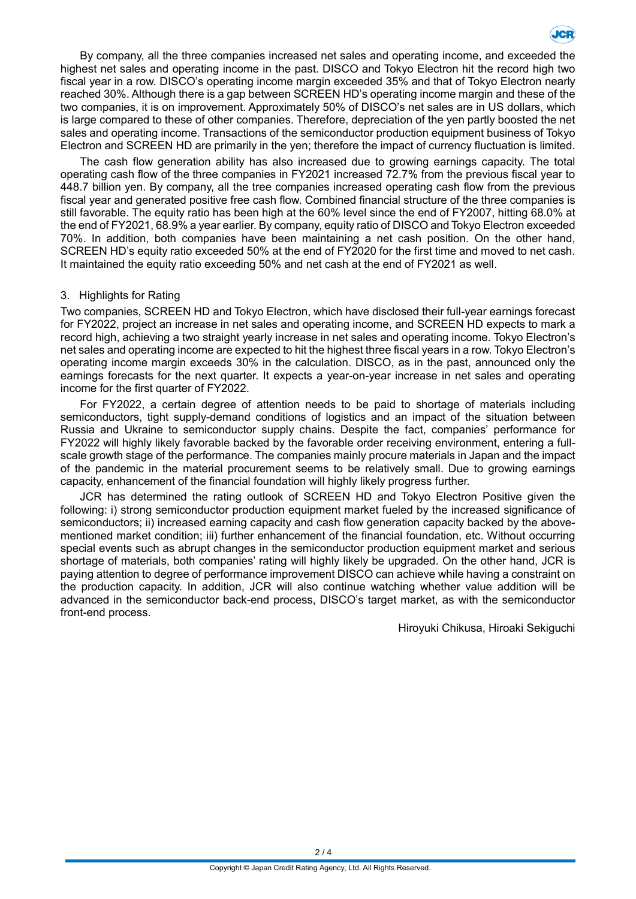By company, all the three companies increased net sales and operating income, and exceeded the highest net sales and operating income in the past. DISCO and Tokyo Electron hit the record high two fiscal year in a row. DISCO's operating income margin exceeded 35% and that of Tokyo Electron nearly reached 30%. Although there is a gap between SCREEN HD's operating income margin and these of the two companies, it is on improvement. Approximately 50% of DISCO's net sales are in US dollars, which is large compared to these of other companies. Therefore, depreciation of the yen partly boosted the net sales and operating income. Transactions of the semiconductor production equipment business of Tokyo Electron and SCREEN HD are primarily in the yen; therefore the impact of currency fluctuation is limited.

The cash flow generation ability has also increased due to growing earnings capacity. The total operating cash flow of the three companies in FY2021 increased 72.7% from the previous fiscal year to 448.7 billion yen. By company, all the tree companies increased operating cash flow from the previous fiscal year and generated positive free cash flow. Combined financial structure of the three companies is still favorable. The equity ratio has been high at the 60% level since the end of FY2007, hitting 68.0% at the end of FY2021, 68.9% a year earlier. By company, equity ratio of DISCO and Tokyo Electron exceeded 70%. In addition, both companies have been maintaining a net cash position. On the other hand, SCREEN HD's equity ratio exceeded 50% at the end of FY2020 for the first time and moved to net cash. It maintained the equity ratio exceeding 50% and net cash at the end of FY2021 as well.

## 3. Highlights for Rating

Two companies, SCREEN HD and Tokyo Electron, which have disclosed their full-year earnings forecast for FY2022, project an increase in net sales and operating income, and SCREEN HD expects to mark a record high, achieving a two straight yearly increase in net sales and operating income. Tokyo Electron's net sales and operating income are expected to hit the highest three fiscal years in a row. Tokyo Electron's operating income margin exceeds 30% in the calculation. DISCO, as in the past, announced only the earnings forecasts for the next quarter. It expects a year-on-year increase in net sales and operating income for the first quarter of FY2022.

For FY2022, a certain degree of attention needs to be paid to shortage of materials including semiconductors, tight supply-demand conditions of logistics and an impact of the situation between Russia and Ukraine to semiconductor supply chains. Despite the fact, companies' performance for FY2022 will highly likely favorable backed by the favorable order receiving environment, entering a full-scale growth stage of the performance. The companies mainly procure materials in Japan and the impact of the pandemic in the material procurement seems to be relatively small. Due to growing earnings capacity, enhancement of the financial foundation will highly likely progress further.

JCR has determined the rating outlook of SCREEN HD and Tokyo Electron Positive given the following: i) strong semiconductor production equipment market fueled by the increased significance of semiconductors; ii) increased earning capacity and cash flow generation capacity backed by the above-mentioned market condition; iii) further enhancement of the financial foundation, etc. Without occurring special events such as abrupt changes in the semiconductor production equipment market and serious shortage of materials, both companies' rating will highly likely be upgraded. On the other hand, JCR is paying attention to degree of performance improvement DISCO can achieve while having a constraint on the production capacity. In addition, JCR will also continue watching whether value addition will be advanced in the semiconductor back-end process, DISCO's target market, as with the semiconductor front-end process.

Hiroyuki Chikusa, Hiroaki Sekiguchi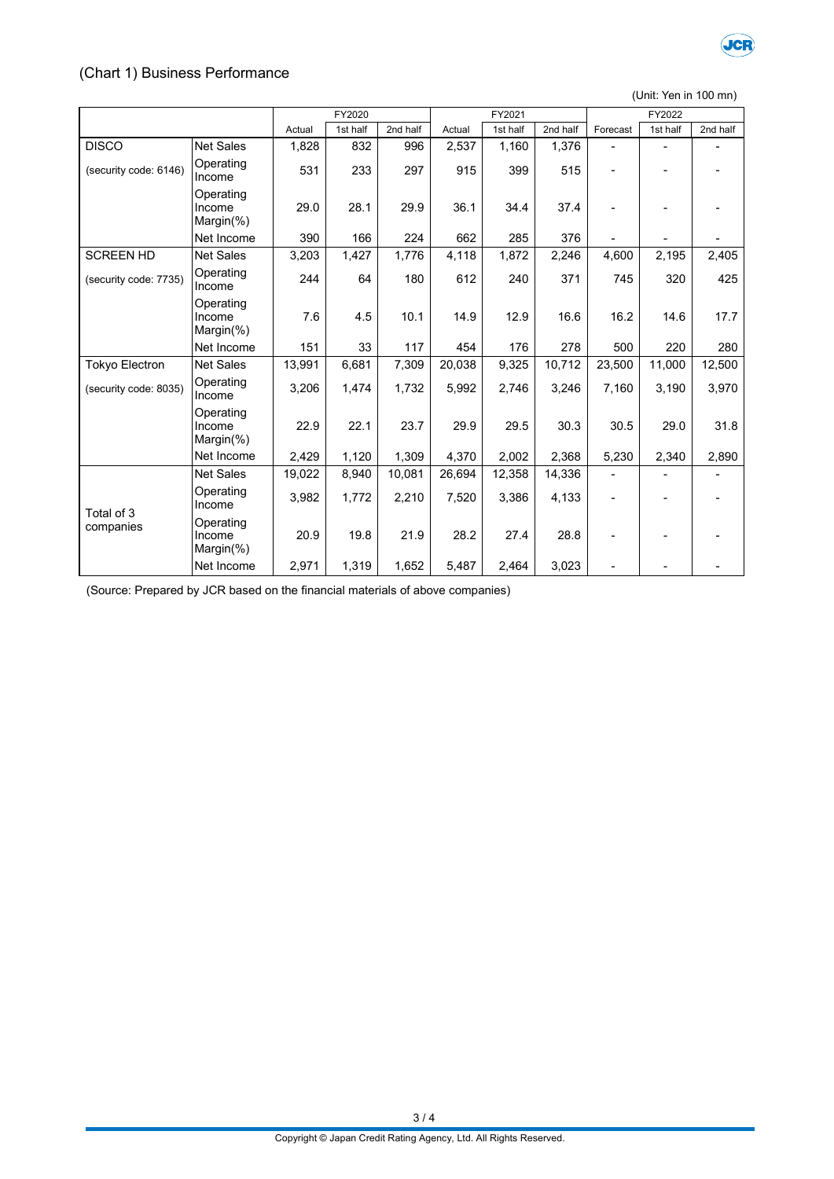## (Chart 1) Business Performance

(Unit: Yen in 100 mn)

| | | FY2020 | | | FY2021 | | | FY2022 | | |
|---|---|---|---|---|---|---|---|---|---|---|
| | | Actual | 1st half | 2nd half | Actual | 1st half | 2nd half | Forecast | 1st half | 2nd half |
| DISCO | Net Sales | 1,828 | 832 | 996 | 2,537 | 1,160 | 1,376 | - | - | - |
| (security code: 6146) | Operating Income | 531 | 233 | 297 | 915 | 399 | 515 | - | - | - |
| | Operating Income Margin(%) | 29.0 | 28.1 | 29.9 | 36.1 | 34.4 | 37.4 | - | - | - |
| | Net Income | 390 | 166 | 224 | 662 | 285 | 376 | - | - | - |
| SCREEN HD | Net Sales | 3,203 | 1,427 | 1,776 | 4,118 | 1,872 | 2,246 | 4,600 | 2,195 | 2,405 |
| (security code: 7735) | Operating Income | 244 | 64 | 180 | 612 | 240 | 371 | 745 | 320 | 425 |
| | Operating Income Margin(%) | 7.6 | 4.5 | 10.1 | 14.9 | 12.9 | 16.6 | 16.2 | 14.6 | 17.7 |
| | Net Income | 151 | 33 | 117 | 454 | 176 | 278 | 500 | 220 | 280 |
| Tokyo Electron | Net Sales | 13,991 | 6,681 | 7,309 | 20,038 | 9,325 | 10,712 | 23,500 | 11,000 | 12,500 |
| (security code: 8035) | Operating Income | 3,206 | 1,474 | 1,732 | 5,992 | 2,746 | 3,246 | 7,160 | 3,190 | 3,970 |
| | Operating Income Margin(%) | 22.9 | 22.1 | 23.7 | 29.9 | 29.5 | 30.3 | 30.5 | 29.0 | 31.8 |
| | Net Income | 2,429 | 1,120 | 1,309 | 4,370 | 2,002 | 2,368 | 5,230 | 2,340 | 2,890 |
| Total of 3 companies | Net Sales | 19,022 | 8,940 | 10,081 | 26,694 | 12,358 | 14,336 | - | - | - |
| | Operating Income | 3,982 | 1,772 | 2,210 | 7,520 | 3,386 | 4,133 | - | - | - |
| | Operating Income Margin(%) | 20.9 | 19.8 | 21.9 | 28.2 | 27.4 | 28.8 | - | - | - |
| | Net Income | 2,971 | 1,319 | 1,652 | 5,487 | 2,464 | 3,023 | - | - | - |

(Source: Prepared by JCR based on the financial materials of above companies)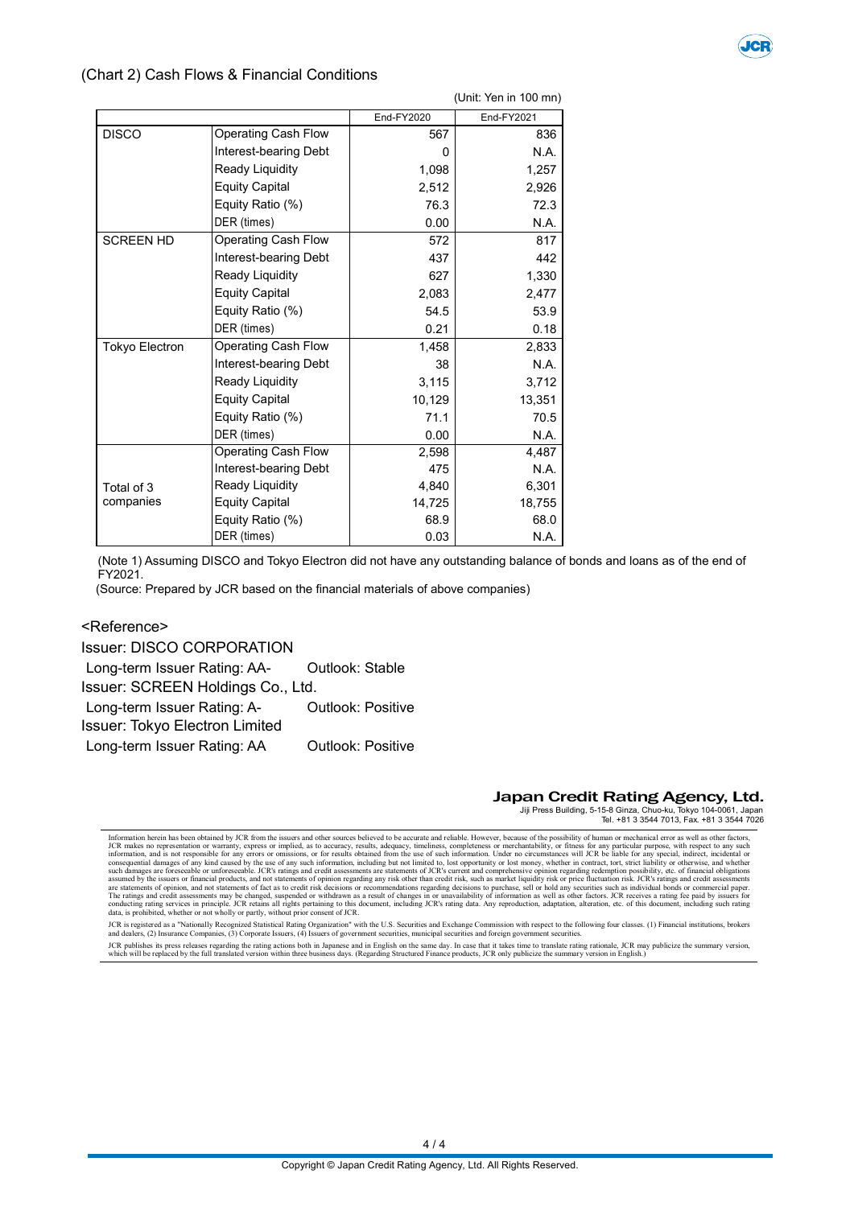### (Chart 2) Cash Flows & Financial Conditions

(Unit: Yen in 100 mn)

| | | End-FY2020 | End-FY2021 |
|---|---|---|---|
| DISCO | Operating Cash Flow | 567 | 836 |
| | Interest-bearing Debt | 0 | N.A. |
| | Ready Liquidity | 1,098 | 1,257 |
| | Equity Capital | 2,512 | 2,926 |
| | Equity Ratio (%) | 76.3 | 72.3 |
| | DER (times) | 0.00 | N.A. |
| SCREEN HD | Operating Cash Flow | 572 | 817 |
| | Interest-bearing Debt | 437 | 442 |
| | Ready Liquidity | 627 | 1,330 |
| | Equity Capital | 2,083 | 2,477 |
| | Equity Ratio (%) | 54.5 | 53.9 |
| | DER (times) | 0.21 | 0.18 |
| Tokyo Electron | Operating Cash Flow | 1,458 | 2,833 |
| | Interest-bearing Debt | 38 | N.A. |
| | Ready Liquidity | 3,115 | 3,712 |
| | Equity Capital | 10,129 | 13,351 |
| | Equity Ratio (%) | 71.1 | 70.5 |
| | DER (times) | 0.00 | N.A. |
| Total of 3 companies | Operating Cash Flow | 2,598 | 4,487 |
| | Interest-bearing Debt | 475 | N.A. |
| | Ready Liquidity | 4,840 | 6,301 |
| | Equity Capital | 14,725 | 18,755 |
| | Equity Ratio (%) | 68.9 | 68.0 |
| | DER (times) | 0.03 | N.A. |

(Note 1) Assuming DISCO and Tokyo Electron did not have any outstanding balance of bonds and loans as of the end of FY2021.

(Source: Prepared by JCR based on the financial materials of above companies)

<Reference>

Issuer: DISCO CORPORATION
Long-term Issuer Rating: AA- Outlook: Stable

Issuer: SCREEN Holdings Co., Ltd.
Long-term Issuer Rating: A- Outlook: Positive

Issuer: Tokyo Electron Limited
Long-term Issuer Rating: AA Outlook: Positive

**Japan Credit Rating Agency, Ltd.**
Jiji Press Building, 5-15-8 Ginza, Chuo-ku, Tokyo 104-0061, Japan
Tel. +81 3 3544 7013, Fax. +81 3 3544 7026

Information herein has been obtained by JCR from the issuers and other sources believed to be accurate and reliable. However, because of the possibility of human or mechanical error as well as other factors, JCR makes no representation or warranty, express or implied, as to accuracy, results, adequacy, timeliness, completeness or merchantability, or fitness for any particular purpose, with respect to any such information, and is not responsible for any errors or omissions, or for results obtained from the use of such information. Under no circumstances will JCR be liable for any special, indirect, incidental or consequential damages of any kind caused by the use of any such information, including but not limited to, lost opportunity or lost money, whether in contract, tort, strict liability or otherwise, and whether such damages are foreseeable or unforeseeable. JCR's ratings and credit assessments are statements of JCR's current and comprehensive opinion regarding redemption possibility, etc. of financial obligations assumed by the issuers or financial products, and not statements of opinion regarding any risk other than credit risk, such as market liquidity risk or price fluctuation risk. JCR's ratings and credit assessments are statements of opinion, and not statements of fact as to credit risk decisions or recommendations regarding decisions to purchase, sell or hold any securities such as individual bonds or commercial paper. The ratings and credit assessments may be changed, suspended or withdrawn as a result of changes in or unavailability of information as well as other factors. JCR receives a rating fee paid by issuers for conducting rating services in principle. JCR retains all rights pertaining to this document, including JCR's rating data. Any reproduction, adaptation, alteration, etc. of this document, including such rating data, is prohibited, whether or not wholly or partly, without prior consent of JCR.

JCR is registered as a "Nationally Recognized Statistical Rating Organization" with the U.S. Securities and Exchange Commission with respect to the following four classes. (1) Financial institutions, brokers and dealers, (2) Insurance Companies, (3) Corporate Issuers, (4) Issuers of government securities, municipal securities and foreign government securities.

JCR publishes its press releases regarding the rating actions both in Japanese and in English on the same day. In case that it takes time to translate rating rationale, JCR may publicize the summary version, which will be replaced by the full translated version within three business days. (Regarding Structured Finance products, JCR only publicize the summary version in English.)

Copyright © Japan Credit Rating Agency, Ltd. All Rights Reserved.